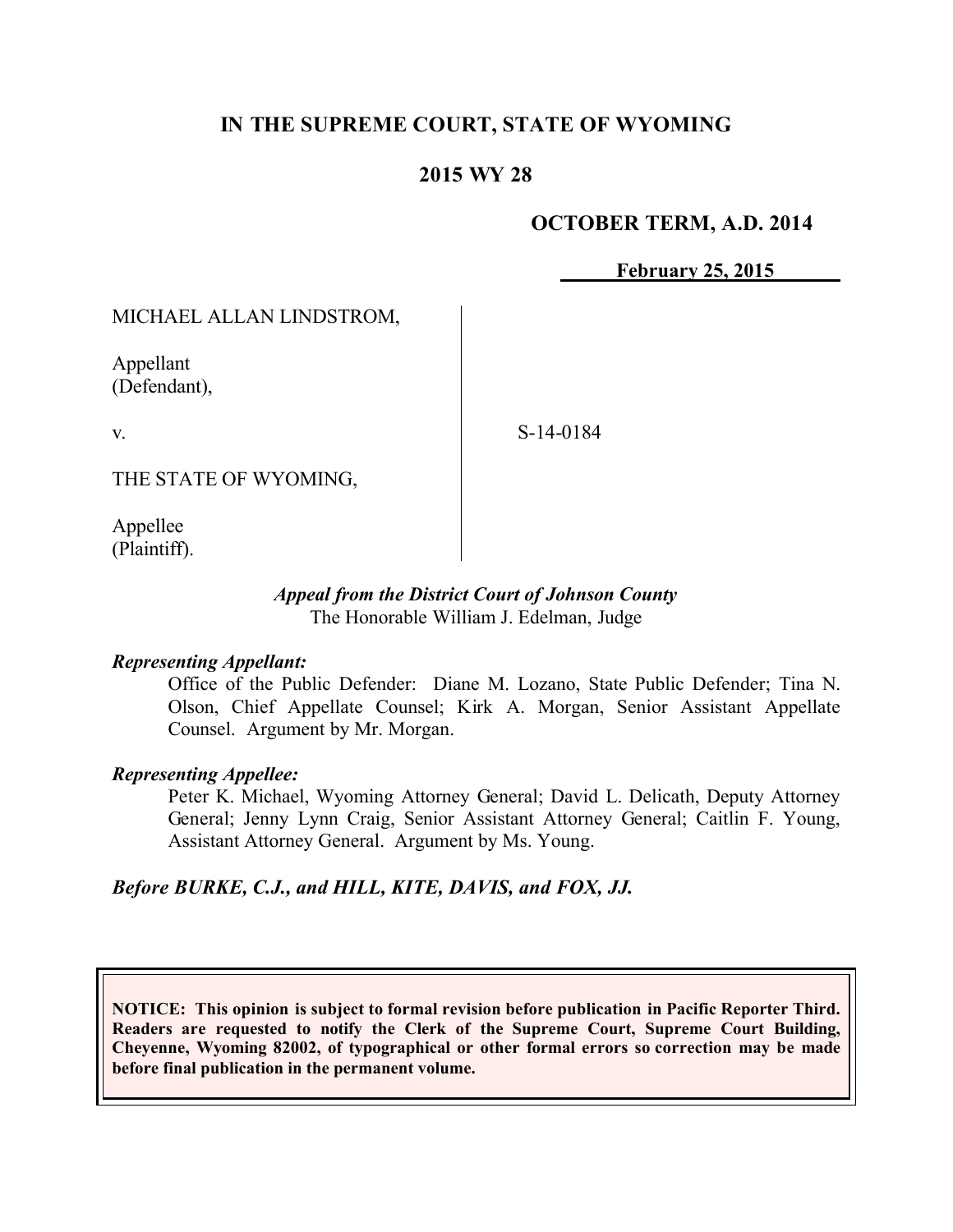# IN THE SUPREME COURT, STATE OF WYOMING

## 2015 WY 28

**OCTOBER TERM, A.D. 2014**

**February 25, 2015**

MICHAEL ALLAN LINDSTROM,

Appellant
(Defendant),

v.

S-14-0184

THE STATE OF WYOMING,

Appellee
(Plaintiff).

*Appeal from the District Court of Johnson County*
The Honorable William J. Edelman, Judge

***Representing Appellant:***

Office of the Public Defender: Diane M. Lozano, State Public Defender; Tina N. Olson, Chief Appellate Counsel; Kirk A. Morgan, Senior Assistant Appellate Counsel. Argument by Mr. Morgan.

***Representing Appellee:***

Peter K. Michael, Wyoming Attorney General; David L. Delicath, Deputy Attorney General; Jenny Lynn Craig, Senior Assistant Attorney General; Caitlin F. Young, Assistant Attorney General. Argument by Ms. Young.

***Before BURKE, C.J., and HILL, KITE, DAVIS, and FOX, JJ.***

**NOTICE: This opinion is subject to formal revision before publication in Pacific Reporter Third. Readers are requested to notify the Clerk of the Supreme Court, Supreme Court Building, Cheyenne, Wyoming 82002, of typographical or other formal errors so correction may be made before final publication in the permanent volume.**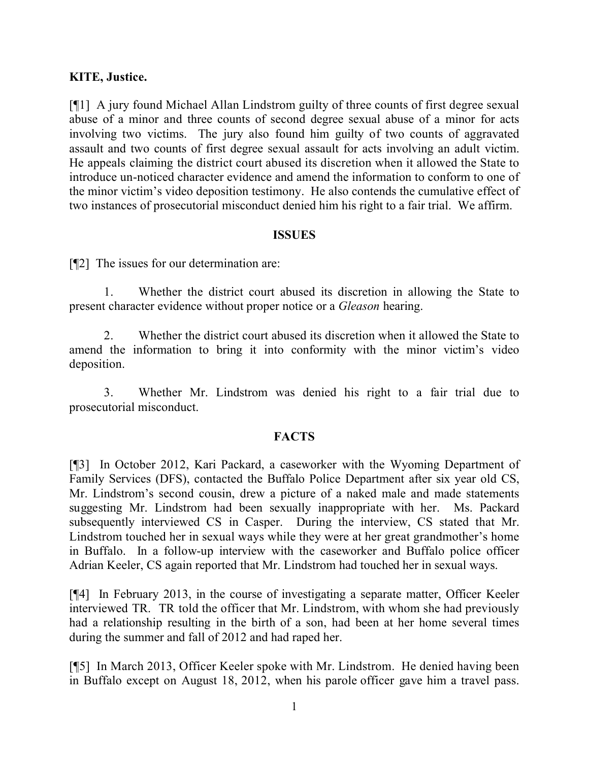**KITE, Justice.**

[¶1] A jury found Michael Allan Lindstrom guilty of three counts of first degree sexual abuse of a minor and three counts of second degree sexual abuse of a minor for acts involving two victims. The jury also found him guilty of two counts of aggravated assault and two counts of first degree sexual assault for acts involving an adult victim. He appeals claiming the district court abused its discretion when it allowed the State to introduce un-noticed character evidence and amend the information to conform to one of the minor victim's video deposition testimony. He also contends the cumulative effect of two instances of prosecutorial misconduct denied him his right to a fair trial. We affirm.

## ISSUES

[¶2] The issues for our determination are:

1. Whether the district court abused its discretion in allowing the State to present character evidence without proper notice or a *Gleason* hearing.

2. Whether the district court abused its discretion when it allowed the State to amend the information to bring it into conformity with the minor victim's video deposition.

3. Whether Mr. Lindstrom was denied his right to a fair trial due to prosecutorial misconduct.

## FACTS

[¶3] In October 2012, Kari Packard, a caseworker with the Wyoming Department of Family Services (DFS), contacted the Buffalo Police Department after six year old CS, Mr. Lindstrom's second cousin, drew a picture of a naked male and made statements suggesting Mr. Lindstrom had been sexually inappropriate with her. Ms. Packard subsequently interviewed CS in Casper. During the interview, CS stated that Mr. Lindstrom touched her in sexual ways while they were at her great grandmother's home in Buffalo. In a follow-up interview with the caseworker and Buffalo police officer Adrian Keeler, CS again reported that Mr. Lindstrom had touched her in sexual ways.

[¶4] In February 2013, in the course of investigating a separate matter, Officer Keeler interviewed TR. TR told the officer that Mr. Lindstrom, with whom she had previously had a relationship resulting in the birth of a son, had been at her home several times during the summer and fall of 2012 and had raped her.

[¶5] In March 2013, Officer Keeler spoke with Mr. Lindstrom. He denied having been in Buffalo except on August 18, 2012, when his parole officer gave him a travel pass.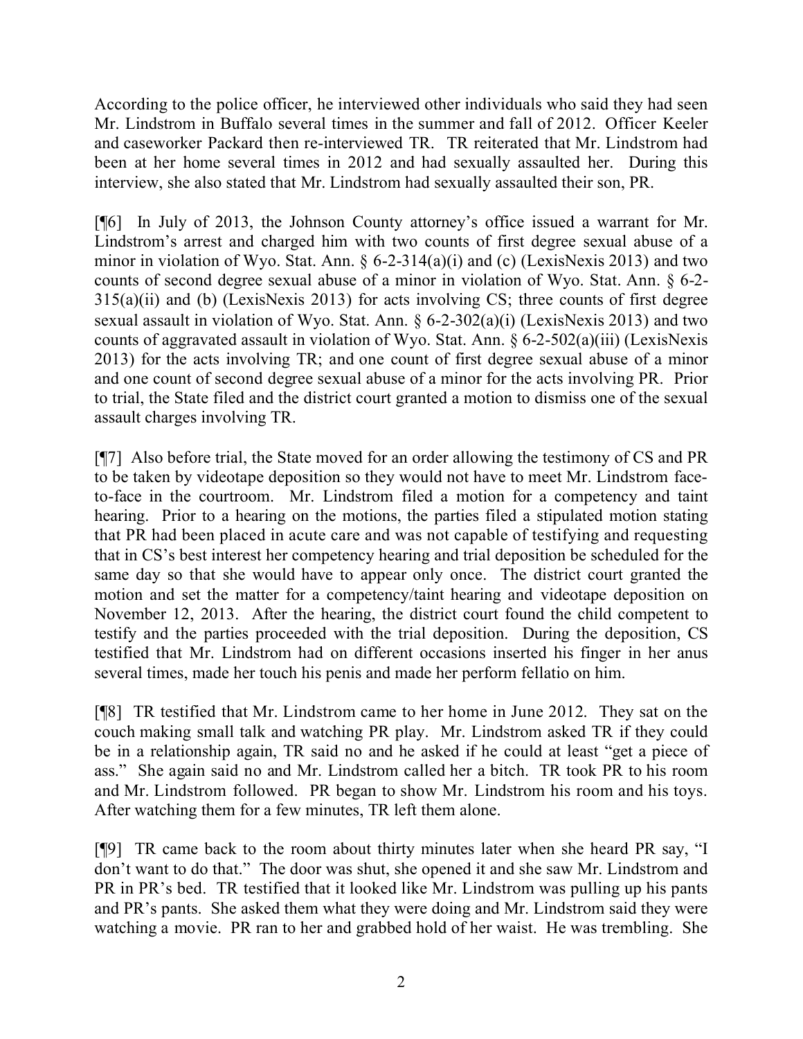According to the police officer, he interviewed other individuals who said they had seen Mr. Lindstrom in Buffalo several times in the summer and fall of 2012. Officer Keeler and caseworker Packard then re-interviewed TR. TR reiterated that Mr. Lindstrom had been at her home several times in 2012 and had sexually assaulted her. During this interview, she also stated that Mr. Lindstrom had sexually assaulted their son, PR.

[¶6] In July of 2013, the Johnson County attorney's office issued a warrant for Mr. Lindstrom's arrest and charged him with two counts of first degree sexual abuse of a minor in violation of Wyo. Stat. Ann. § 6-2-314(a)(i) and (c) (LexisNexis 2013) and two counts of second degree sexual abuse of a minor in violation of Wyo. Stat. Ann. § 6-2-315(a)(ii) and (b) (LexisNexis 2013) for acts involving CS; three counts of first degree sexual assault in violation of Wyo. Stat. Ann. § 6-2-302(a)(i) (LexisNexis 2013) and two counts of aggravated assault in violation of Wyo. Stat. Ann. § 6-2-502(a)(iii) (LexisNexis 2013) for the acts involving TR; and one count of first degree sexual abuse of a minor and one count of second degree sexual abuse of a minor for the acts involving PR. Prior to trial, the State filed and the district court granted a motion to dismiss one of the sexual assault charges involving TR.

[¶7] Also before trial, the State moved for an order allowing the testimony of CS and PR to be taken by videotape deposition so they would not have to meet Mr. Lindstrom face-to-face in the courtroom. Mr. Lindstrom filed a motion for a competency and taint hearing. Prior to a hearing on the motions, the parties filed a stipulated motion stating that PR had been placed in acute care and was not capable of testifying and requesting that in CS's best interest her competency hearing and trial deposition be scheduled for the same day so that she would have to appear only once. The district court granted the motion and set the matter for a competency/taint hearing and videotape deposition on November 12, 2013. After the hearing, the district court found the child competent to testify and the parties proceeded with the trial deposition. During the deposition, CS testified that Mr. Lindstrom had on different occasions inserted his finger in her anus several times, made her touch his penis and made her perform fellatio on him.

[¶8] TR testified that Mr. Lindstrom came to her home in June 2012. They sat on the couch making small talk and watching PR play. Mr. Lindstrom asked TR if they could be in a relationship again, TR said no and he asked if he could at least "get a piece of ass." She again said no and Mr. Lindstrom called her a bitch. TR took PR to his room and Mr. Lindstrom followed. PR began to show Mr. Lindstrom his room and his toys. After watching them for a few minutes, TR left them alone.

[¶9] TR came back to the room about thirty minutes later when she heard PR say, "I don't want to do that." The door was shut, she opened it and she saw Mr. Lindstrom and PR in PR's bed. TR testified that it looked like Mr. Lindstrom was pulling up his pants and PR's pants. She asked them what they were doing and Mr. Lindstrom said they were watching a movie. PR ran to her and grabbed hold of her waist. He was trembling. She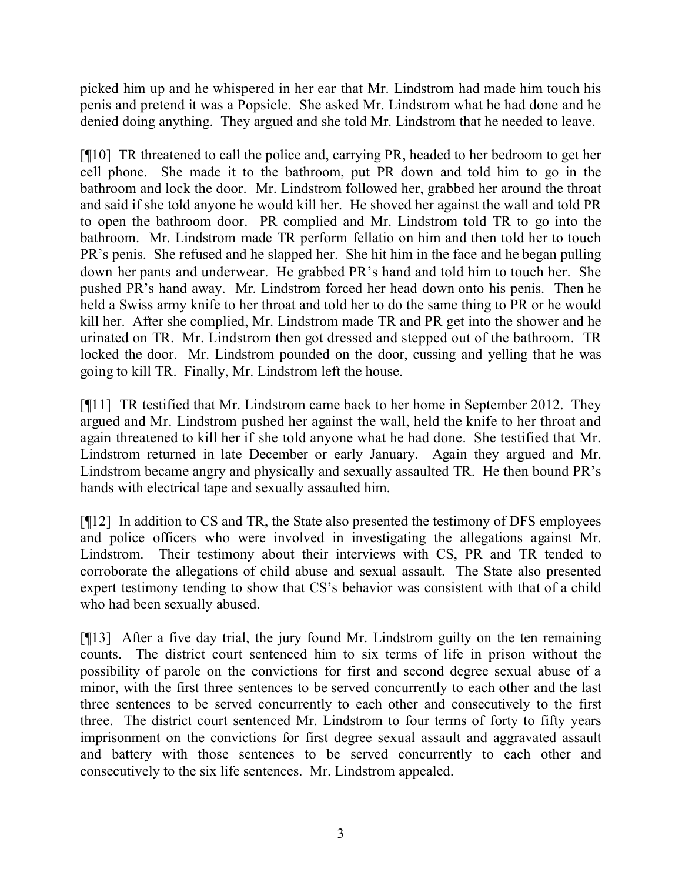picked him up and he whispered in her ear that Mr. Lindstrom had made him touch his penis and pretend it was a Popsicle. She asked Mr. Lindstrom what he had done and he denied doing anything. They argued and she told Mr. Lindstrom that he needed to leave.

[¶10] TR threatened to call the police and, carrying PR, headed to her bedroom to get her cell phone. She made it to the bathroom, put PR down and told him to go in the bathroom and lock the door. Mr. Lindstrom followed her, grabbed her around the throat and said if she told anyone he would kill her. He shoved her against the wall and told PR to open the bathroom door. PR complied and Mr. Lindstrom told TR to go into the bathroom. Mr. Lindstrom made TR perform fellatio on him and then told her to touch PR's penis. She refused and he slapped her. She hit him in the face and he began pulling down her pants and underwear. He grabbed PR's hand and told him to touch her. She pushed PR's hand away. Mr. Lindstrom forced her head down onto his penis. Then he held a Swiss army knife to her throat and told her to do the same thing to PR or he would kill her. After she complied, Mr. Lindstrom made TR and PR get into the shower and he urinated on TR. Mr. Lindstrom then got dressed and stepped out of the bathroom. TR locked the door. Mr. Lindstrom pounded on the door, cussing and yelling that he was going to kill TR. Finally, Mr. Lindstrom left the house.

[¶11] TR testified that Mr. Lindstrom came back to her home in September 2012. They argued and Mr. Lindstrom pushed her against the wall, held the knife to her throat and again threatened to kill her if she told anyone what he had done. She testified that Mr. Lindstrom returned in late December or early January. Again they argued and Mr. Lindstrom became angry and physically and sexually assaulted TR. He then bound PR's hands with electrical tape and sexually assaulted him.

[¶12] In addition to CS and TR, the State also presented the testimony of DFS employees and police officers who were involved in investigating the allegations against Mr. Lindstrom. Their testimony about their interviews with CS, PR and TR tended to corroborate the allegations of child abuse and sexual assault. The State also presented expert testimony tending to show that CS's behavior was consistent with that of a child who had been sexually abused.

[¶13] After a five day trial, the jury found Mr. Lindstrom guilty on the ten remaining counts. The district court sentenced him to six terms of life in prison without the possibility of parole on the convictions for first and second degree sexual abuse of a minor, with the first three sentences to be served concurrently to each other and the last three sentences to be served concurrently to each other and consecutively to the first three. The district court sentenced Mr. Lindstrom to four terms of forty to fifty years imprisonment on the convictions for first degree sexual assault and aggravated assault and battery with those sentences to be served concurrently to each other and consecutively to the six life sentences. Mr. Lindstrom appealed.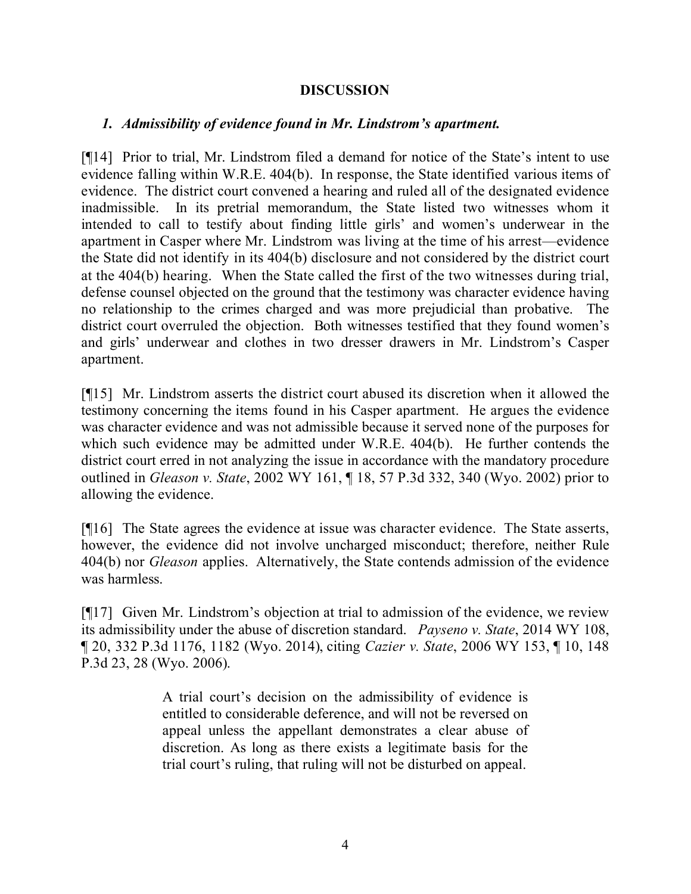## DISCUSSION

### *1. Admissibility of evidence found in Mr. Lindstrom's apartment.*

[¶14] Prior to trial, Mr. Lindstrom filed a demand for notice of the State's intent to use evidence falling within W.R.E. 404(b). In response, the State identified various items of evidence. The district court convened a hearing and ruled all of the designated evidence inadmissible. In its pretrial memorandum, the State listed two witnesses whom it intended to call to testify about finding little girls' and women's underwear in the apartment in Casper where Mr. Lindstrom was living at the time of his arrest—evidence the State did not identify in its 404(b) disclosure and not considered by the district court at the 404(b) hearing. When the State called the first of the two witnesses during trial, defense counsel objected on the ground that the testimony was character evidence having no relationship to the crimes charged and was more prejudicial than probative. The district court overruled the objection. Both witnesses testified that they found women's and girls' underwear and clothes in two dresser drawers in Mr. Lindstrom's Casper apartment.

[¶15] Mr. Lindstrom asserts the district court abused its discretion when it allowed the testimony concerning the items found in his Casper apartment. He argues the evidence was character evidence and was not admissible because it served none of the purposes for which such evidence may be admitted under W.R.E. 404(b). He further contends the district court erred in not analyzing the issue in accordance with the mandatory procedure outlined in *Gleason v. State*, 2002 WY 161, ¶ 18, 57 P.3d 332, 340 (Wyo. 2002) prior to allowing the evidence.

[¶16] The State agrees the evidence at issue was character evidence. The State asserts, however, the evidence did not involve uncharged misconduct; therefore, neither Rule 404(b) nor *Gleason* applies. Alternatively, the State contends admission of the evidence was harmless.

[¶17] Given Mr. Lindstrom's objection at trial to admission of the evidence, we review its admissibility under the abuse of discretion standard. *Payseno v. State*, 2014 WY 108, ¶ 20, 332 P.3d 1176, 1182 (Wyo. 2014), citing *Cazier v. State*, 2006 WY 153, ¶ 10, 148 P.3d 23, 28 (Wyo. 2006).

> A trial court's decision on the admissibility of evidence is entitled to considerable deference, and will not be reversed on appeal unless the appellant demonstrates a clear abuse of discretion. As long as there exists a legitimate basis for the trial court's ruling, that ruling will not be disturbed on appeal.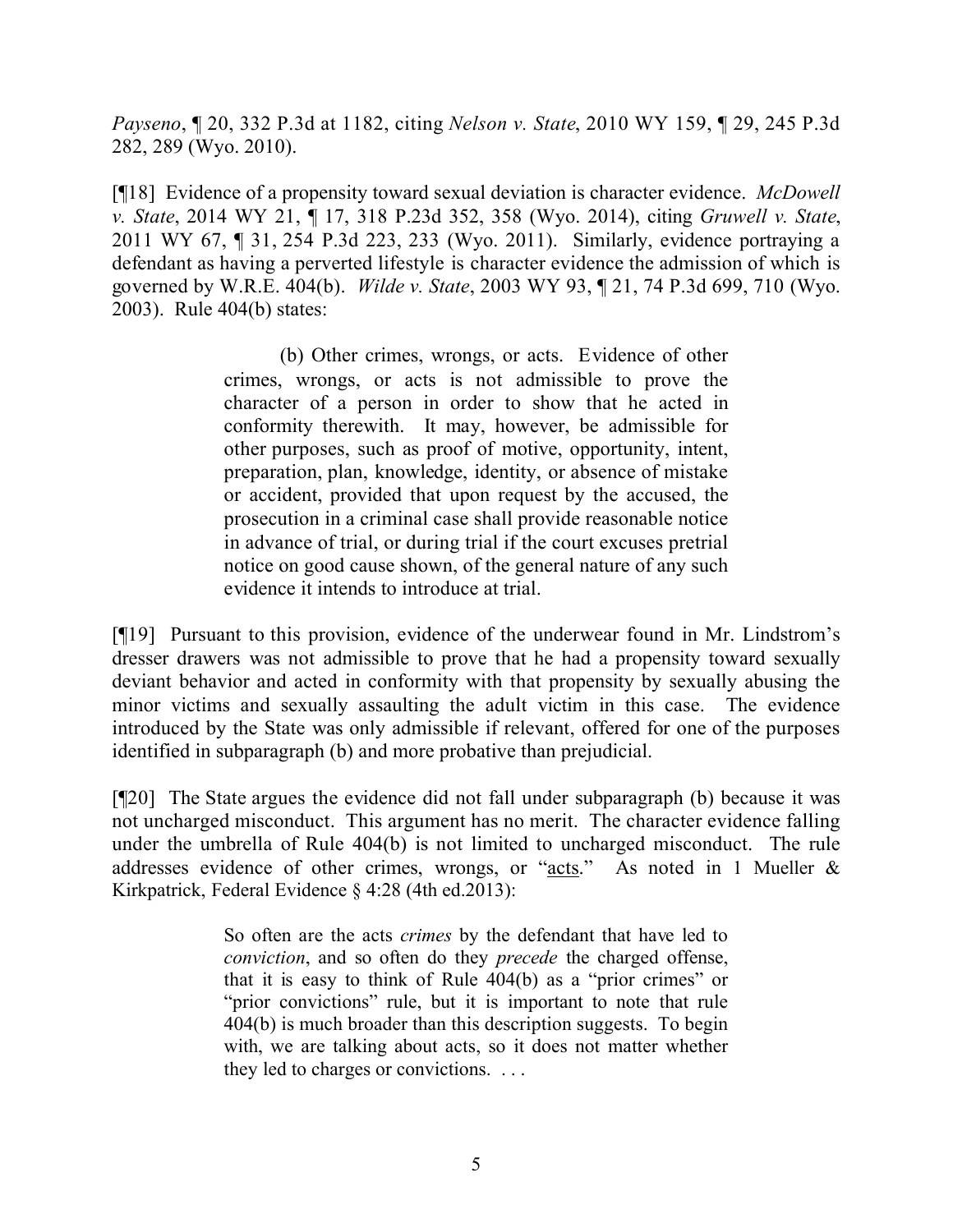*Payseno*, ¶ 20, 332 P.3d at 1182, citing *Nelson v. State*, 2010 WY 159, ¶ 29, 245 P.3d 282, 289 (Wyo. 2010).

[¶18] Evidence of a propensity toward sexual deviation is character evidence. *McDowell v. State*, 2014 WY 21, ¶ 17, 318 P.23d 352, 358 (Wyo. 2014), citing *Gruwell v. State*, 2011 WY 67, ¶ 31, 254 P.3d 223, 233 (Wyo. 2011). Similarly, evidence portraying a defendant as having a perverted lifestyle is character evidence the admission of which is governed by W.R.E. 404(b). *Wilde v. State*, 2003 WY 93, ¶ 21, 74 P.3d 699, 710 (Wyo. 2003). Rule 404(b) states:

> (b) Other crimes, wrongs, or acts. Evidence of other crimes, wrongs, or acts is not admissible to prove the character of a person in order to show that he acted in conformity therewith. It may, however, be admissible for other purposes, such as proof of motive, opportunity, intent, preparation, plan, knowledge, identity, or absence of mistake or accident, provided that upon request by the accused, the prosecution in a criminal case shall provide reasonable notice in advance of trial, or during trial if the court excuses pretrial notice on good cause shown, of the general nature of any such evidence it intends to introduce at trial.

[¶19] Pursuant to this provision, evidence of the underwear found in Mr. Lindstrom's dresser drawers was not admissible to prove that he had a propensity toward sexually deviant behavior and acted in conformity with that propensity by sexually abusing the minor victims and sexually assaulting the adult victim in this case. The evidence introduced by the State was only admissible if relevant, offered for one of the purposes identified in subparagraph (b) and more probative than prejudicial.

[¶20] The State argues the evidence did not fall under subparagraph (b) because it was not uncharged misconduct. This argument has no merit. The character evidence falling under the umbrella of Rule 404(b) is not limited to uncharged misconduct. The rule addresses evidence of other crimes, wrongs, or "<u>acts</u>." As noted in 1 Mueller & Kirkpatrick, Federal Evidence § 4:28 (4th ed.2013):

> So often are the acts *crimes* by the defendant that have led to *conviction*, and so often do they *precede* the charged offense, that it is easy to think of Rule 404(b) as a "prior crimes" or "prior convictions" rule, but it is important to note that rule 404(b) is much broader than this description suggests. To begin with, we are talking about acts, so it does not matter whether they led to charges or convictions. . . .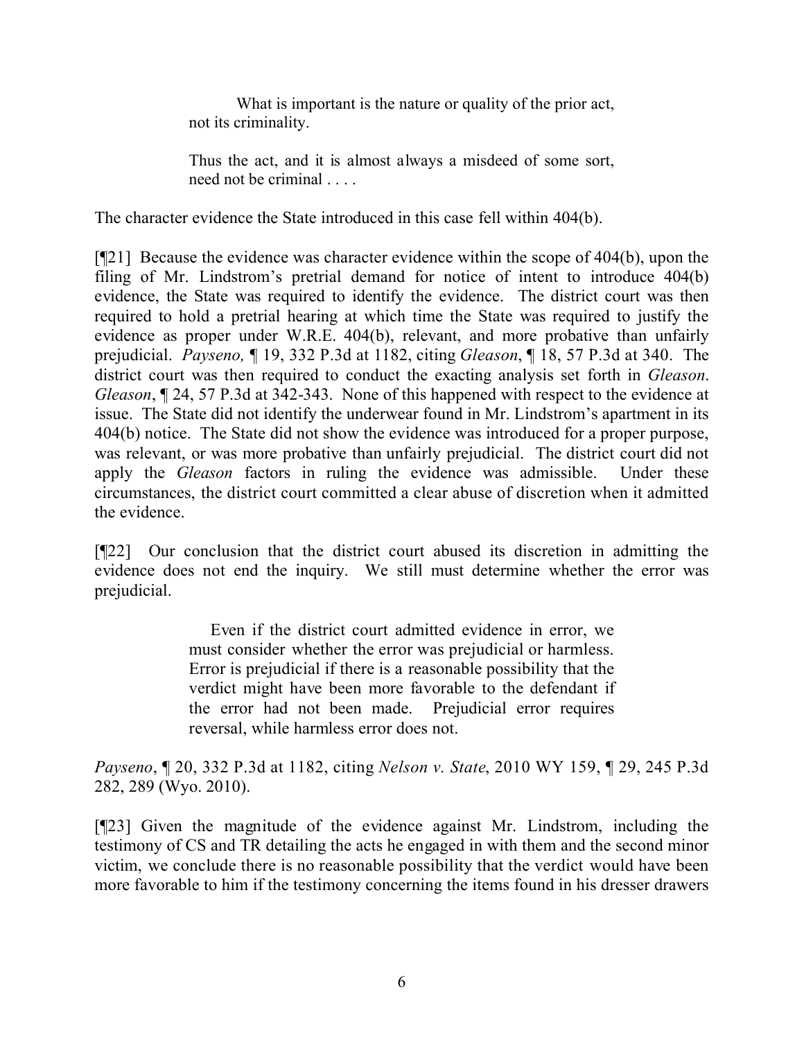> What is important is the nature or quality of the prior act, not its criminality.
>
> Thus the act, and it is almost always a misdeed of some sort, need not be criminal . . . .

The character evidence the State introduced in this case fell within 404(b).

[¶21] Because the evidence was character evidence within the scope of 404(b), upon the filing of Mr. Lindstrom's pretrial demand for notice of intent to introduce 404(b) evidence, the State was required to identify the evidence. The district court was then required to hold a pretrial hearing at which time the State was required to justify the evidence as proper under W.R.E. 404(b), relevant, and more probative than unfairly prejudicial. *Payseno,* ¶ 19, 332 P.3d at 1182, citing *Gleason*, ¶ 18, 57 P.3d at 340. The district court was then required to conduct the exacting analysis set forth in *Gleason*. *Gleason*, ¶ 24, 57 P.3d at 342-343. None of this happened with respect to the evidence at issue. The State did not identify the underwear found in Mr. Lindstrom's apartment in its 404(b) notice. The State did not show the evidence was introduced for a proper purpose, was relevant, or was more probative than unfairly prejudicial. The district court did not apply the *Gleason* factors in ruling the evidence was admissible. Under these circumstances, the district court committed a clear abuse of discretion when it admitted the evidence.

[¶22] Our conclusion that the district court abused its discretion in admitting the evidence does not end the inquiry. We still must determine whether the error was prejudicial.

> Even if the district court admitted evidence in error, we must consider whether the error was prejudicial or harmless. Error is prejudicial if there is a reasonable possibility that the verdict might have been more favorable to the defendant if the error had not been made. Prejudicial error requires reversal, while harmless error does not.

*Payseno*, ¶ 20, 332 P.3d at 1182, citing *Nelson v. State*, 2010 WY 159, ¶ 29, 245 P.3d 282, 289 (Wyo. 2010).

[¶23] Given the magnitude of the evidence against Mr. Lindstrom, including the testimony of CS and TR detailing the acts he engaged in with them and the second minor victim, we conclude there is no reasonable possibility that the verdict would have been more favorable to him if the testimony concerning the items found in his dresser drawers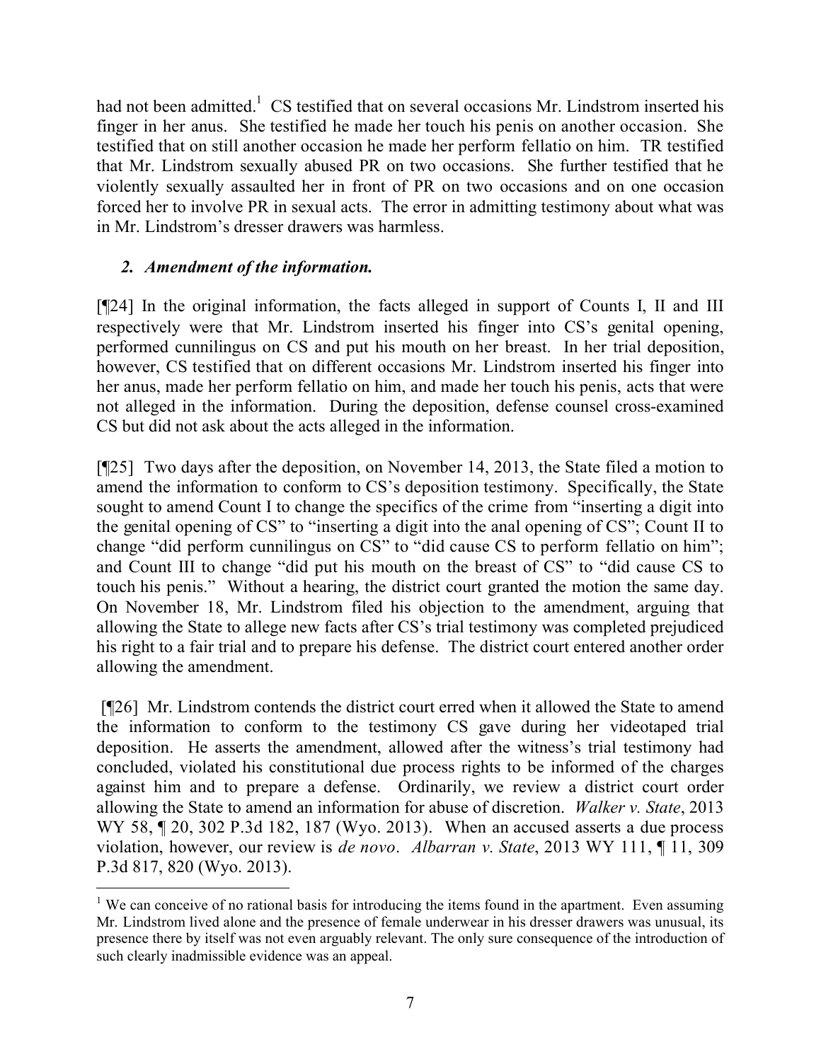had not been admitted.[1] CS testified that on several occasions Mr. Lindstrom inserted his finger in her anus. She testified he made her touch his penis on another occasion. She testified that on still another occasion he made her perform fellatio on him. TR testified that Mr. Lindstrom sexually abused PR on two occasions. She further testified that he violently sexually assaulted her in front of PR on two occasions and on one occasion forced her to involve PR in sexual acts. The error in admitting testimony about what was in Mr. Lindstrom's dresser drawers was harmless.

### *2. Amendment of the information.*

[¶24] In the original information, the facts alleged in support of Counts I, II and III respectively were that Mr. Lindstrom inserted his finger into CS's genital opening, performed cunnilingus on CS and put his mouth on her breast. In her trial deposition, however, CS testified that on different occasions Mr. Lindstrom inserted his finger into her anus, made her perform fellatio on him, and made her touch his penis, acts that were not alleged in the information. During the deposition, defense counsel cross-examined CS but did not ask about the acts alleged in the information.

[¶25] Two days after the deposition, on November 14, 2013, the State filed a motion to amend the information to conform to CS's deposition testimony. Specifically, the State sought to amend Count I to change the specifics of the crime from "inserting a digit into the genital opening of CS" to "inserting a digit into the anal opening of CS"; Count II to change "did perform cunnilingus on CS" to "did cause CS to perform fellatio on him"; and Count III to change "did put his mouth on the breast of CS" to "did cause CS to touch his penis." Without a hearing, the district court granted the motion the same day. On November 18, Mr. Lindstrom filed his objection to the amendment, arguing that allowing the State to allege new facts after CS's trial testimony was completed prejudiced his right to a fair trial and to prepare his defense. The district court entered another order allowing the amendment.

[¶26] Mr. Lindstrom contends the district court erred when it allowed the State to amend the information to conform to the testimony CS gave during her videotaped trial deposition. He asserts the amendment, allowed after the witness's trial testimony had concluded, violated his constitutional due process rights to be informed of the charges against him and to prepare a defense. Ordinarily, we review a district court order allowing the State to amend an information for abuse of discretion. *Walker v. State*, 2013 WY 58, ¶ 20, 302 P.3d 182, 187 (Wyo. 2013). When an accused asserts a due process violation, however, our review is *de novo*. *Albarran v. State*, 2013 WY 111, ¶ 11, 309 P.3d 817, 820 (Wyo. 2013).

---

[1] We can conceive of no rational basis for introducing the items found in the apartment. Even assuming Mr. Lindstrom lived alone and the presence of female underwear in his dresser drawers was unusual, its presence there by itself was not even arguably relevant. The only sure consequence of the introduction of such clearly inadmissible evidence was an appeal.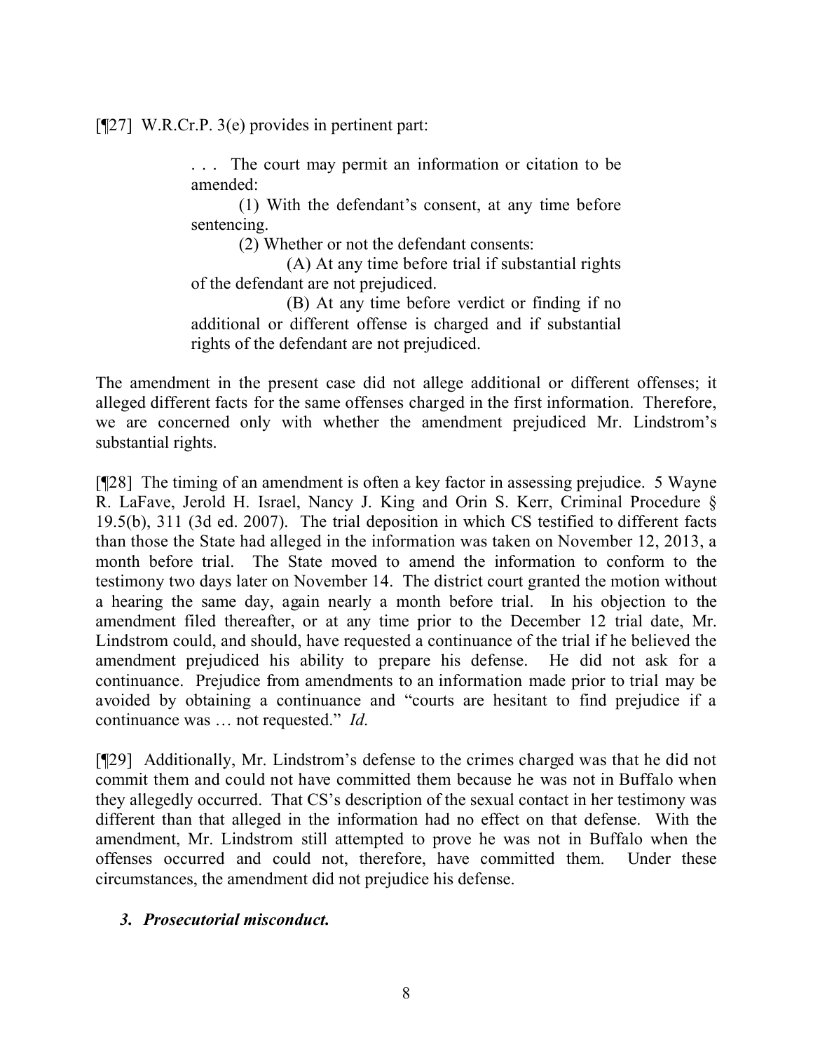[¶27] W.R.Cr.P. 3(e) provides in pertinent part:

> . . . The court may permit an information or citation to be amended:
>
> (1) With the defendant's consent, at any time before sentencing.
>
> (2) Whether or not the defendant consents:
>
> (A) At any time before trial if substantial rights of the defendant are not prejudiced.
>
> (B) At any time before verdict or finding if no additional or different offense is charged and if substantial rights of the defendant are not prejudiced.

The amendment in the present case did not allege additional or different offenses; it alleged different facts for the same offenses charged in the first information. Therefore, we are concerned only with whether the amendment prejudiced Mr. Lindstrom's substantial rights.

[¶28] The timing of an amendment is often a key factor in assessing prejudice. 5 Wayne R. LaFave, Jerold H. Israel, Nancy J. King and Orin S. Kerr, Criminal Procedure § 19.5(b), 311 (3d ed. 2007). The trial deposition in which CS testified to different facts than those the State had alleged in the information was taken on November 12, 2013, a month before trial. The State moved to amend the information to conform to the testimony two days later on November 14. The district court granted the motion without a hearing the same day, again nearly a month before trial. In his objection to the amendment filed thereafter, or at any time prior to the December 12 trial date, Mr. Lindstrom could, and should, have requested a continuance of the trial if he believed the amendment prejudiced his ability to prepare his defense. He did not ask for a continuance. Prejudice from amendments to an information made prior to trial may be avoided by obtaining a continuance and "courts are hesitant to find prejudice if a continuance was … not requested." *Id.*

[¶29] Additionally, Mr. Lindstrom's defense to the crimes charged was that he did not commit them and could not have committed them because he was not in Buffalo when they allegedly occurred. That CS's description of the sexual contact in her testimony was different than that alleged in the information had no effect on that defense. With the amendment, Mr. Lindstrom still attempted to prove he was not in Buffalo when the offenses occurred and could not, therefore, have committed them. Under these circumstances, the amendment did not prejudice his defense.

### ***3. Prosecutorial misconduct.***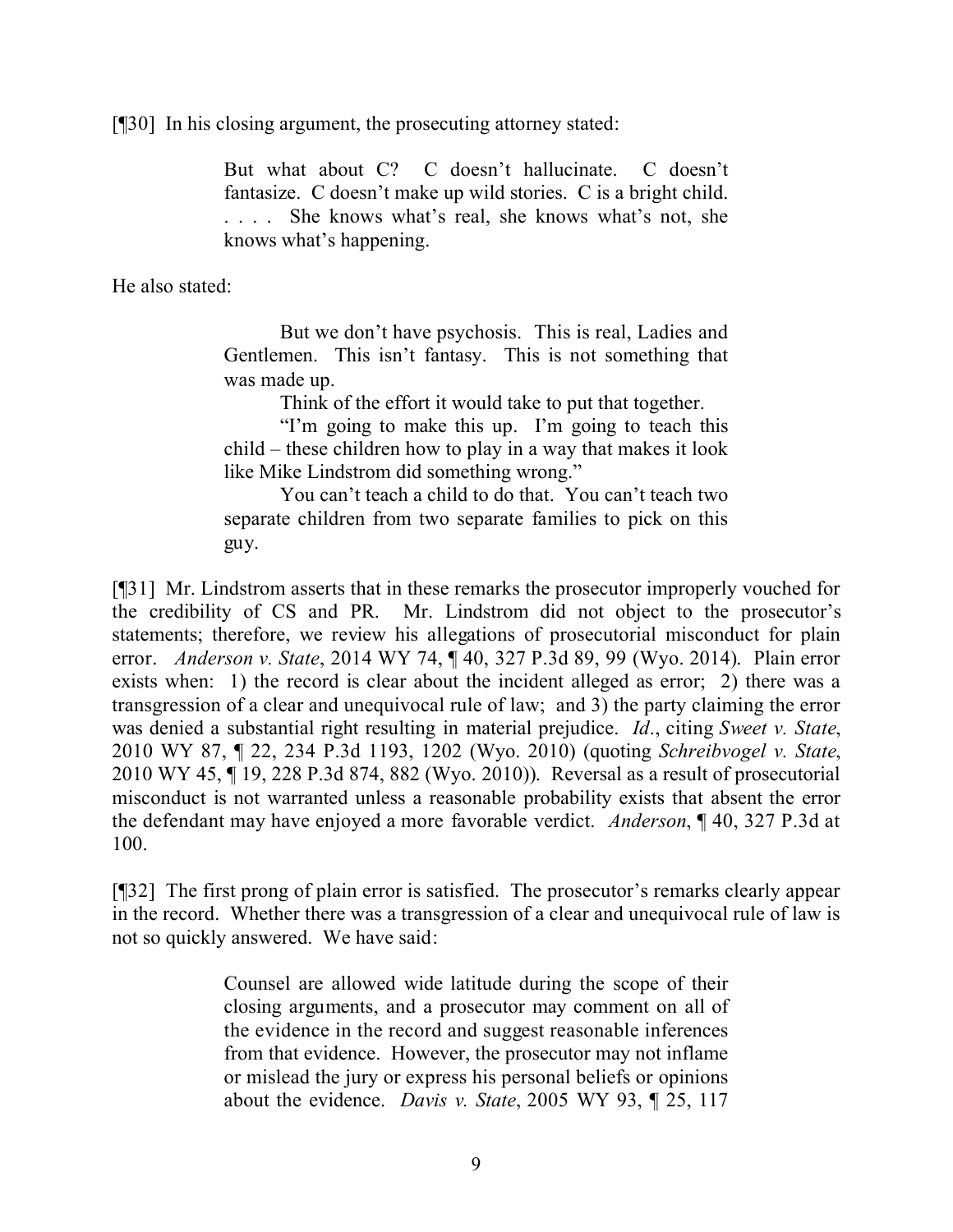[¶30] In his closing argument, the prosecuting attorney stated:

> But what about C? C doesn't hallucinate. C doesn't fantasize. C doesn't make up wild stories. C is a bright child. . . . . She knows what's real, she knows what's not, she knows what's happening.

He also stated:

> But we don't have psychosis. This is real, Ladies and Gentlemen. This isn't fantasy. This is not something that was made up.
>
> Think of the effort it would take to put that together.
>
> "I'm going to make this up. I'm going to teach this child – these children how to play in a way that makes it look like Mike Lindstrom did something wrong."
>
> You can't teach a child to do that. You can't teach two separate children from two separate families to pick on this guy.

[¶31] Mr. Lindstrom asserts that in these remarks the prosecutor improperly vouched for the credibility of CS and PR. Mr. Lindstrom did not object to the prosecutor's statements; therefore, we review his allegations of prosecutorial misconduct for plain error. *Anderson v. State*, 2014 WY 74, ¶ 40, 327 P.3d 89, 99 (Wyo. 2014). Plain error exists when: 1) the record is clear about the incident alleged as error; 2) there was a transgression of a clear and unequivocal rule of law; and 3) the party claiming the error was denied a substantial right resulting in material prejudice. *Id*., citing *Sweet v. State*, 2010 WY 87, ¶ 22, 234 P.3d 1193, 1202 (Wyo. 2010) (quoting *Schreibvogel v. State*, 2010 WY 45, ¶ 19, 228 P.3d 874, 882 (Wyo. 2010)). Reversal as a result of prosecutorial misconduct is not warranted unless a reasonable probability exists that absent the error the defendant may have enjoyed a more favorable verdict. *Anderson*, ¶ 40, 327 P.3d at 100.

[¶32] The first prong of plain error is satisfied. The prosecutor's remarks clearly appear in the record. Whether there was a transgression of a clear and unequivocal rule of law is not so quickly answered. We have said:

> Counsel are allowed wide latitude during the scope of their closing arguments, and a prosecutor may comment on all of the evidence in the record and suggest reasonable inferences from that evidence. However, the prosecutor may not inflame or mislead the jury or express his personal beliefs or opinions about the evidence. *Davis v. State*, 2005 WY 93, ¶ 25, 117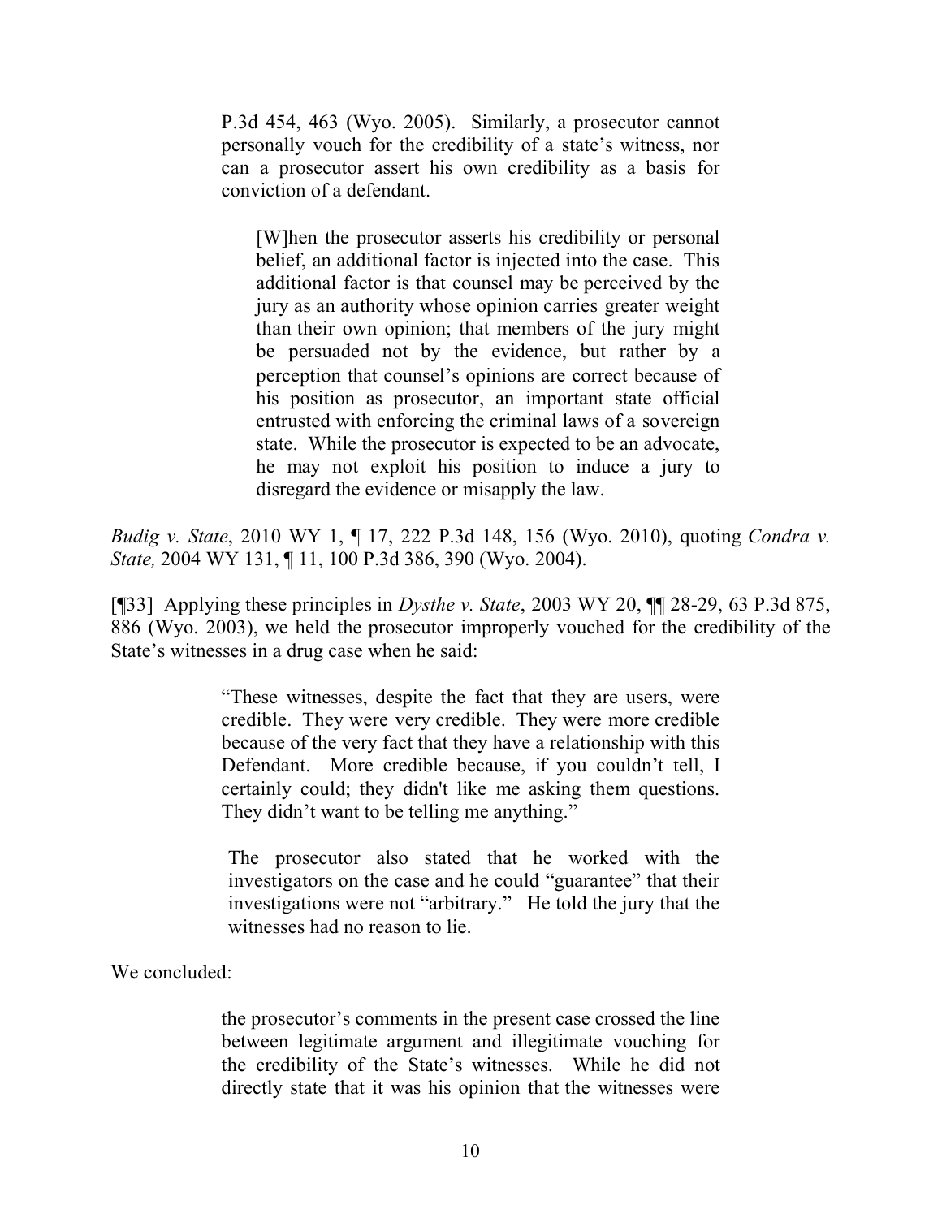P.3d 454, 463 (Wyo. 2005). Similarly, a prosecutor cannot personally vouch for the credibility of a state's witness, nor can a prosecutor assert his own credibility as a basis for conviction of a defendant.

> [W]hen the prosecutor asserts his credibility or personal belief, an additional factor is injected into the case. This additional factor is that counsel may be perceived by the jury as an authority whose opinion carries greater weight than their own opinion; that members of the jury might be persuaded not by the evidence, but rather by a perception that counsel's opinions are correct because of his position as prosecutor, an important state official entrusted with enforcing the criminal laws of a sovereign state. While the prosecutor is expected to be an advocate, he may not exploit his position to induce a jury to disregard the evidence or misapply the law.

*Budig v. State*, 2010 WY 1, ¶ 17, 222 P.3d 148, 156 (Wyo. 2010), quoting *Condra v. State,* 2004 WY 131, ¶ 11, 100 P.3d 386, 390 (Wyo. 2004).

[¶33] Applying these principles in *Dysthe v. State*, 2003 WY 20, ¶¶ 28-29, 63 P.3d 875, 886 (Wyo. 2003), we held the prosecutor improperly vouched for the credibility of the State's witnesses in a drug case when he said:

> "These witnesses, despite the fact that they are users, were credible. They were very credible. They were more credible because of the very fact that they have a relationship with this Defendant. More credible because, if you couldn't tell, I certainly could; they didn't like me asking them questions. They didn't want to be telling me anything."
>
> The prosecutor also stated that he worked with the investigators on the case and he could "guarantee" that their investigations were not "arbitrary." He told the jury that the witnesses had no reason to lie.

We concluded:

> the prosecutor's comments in the present case crossed the line between legitimate argument and illegitimate vouching for the credibility of the State's witnesses. While he did not directly state that it was his opinion that the witnesses were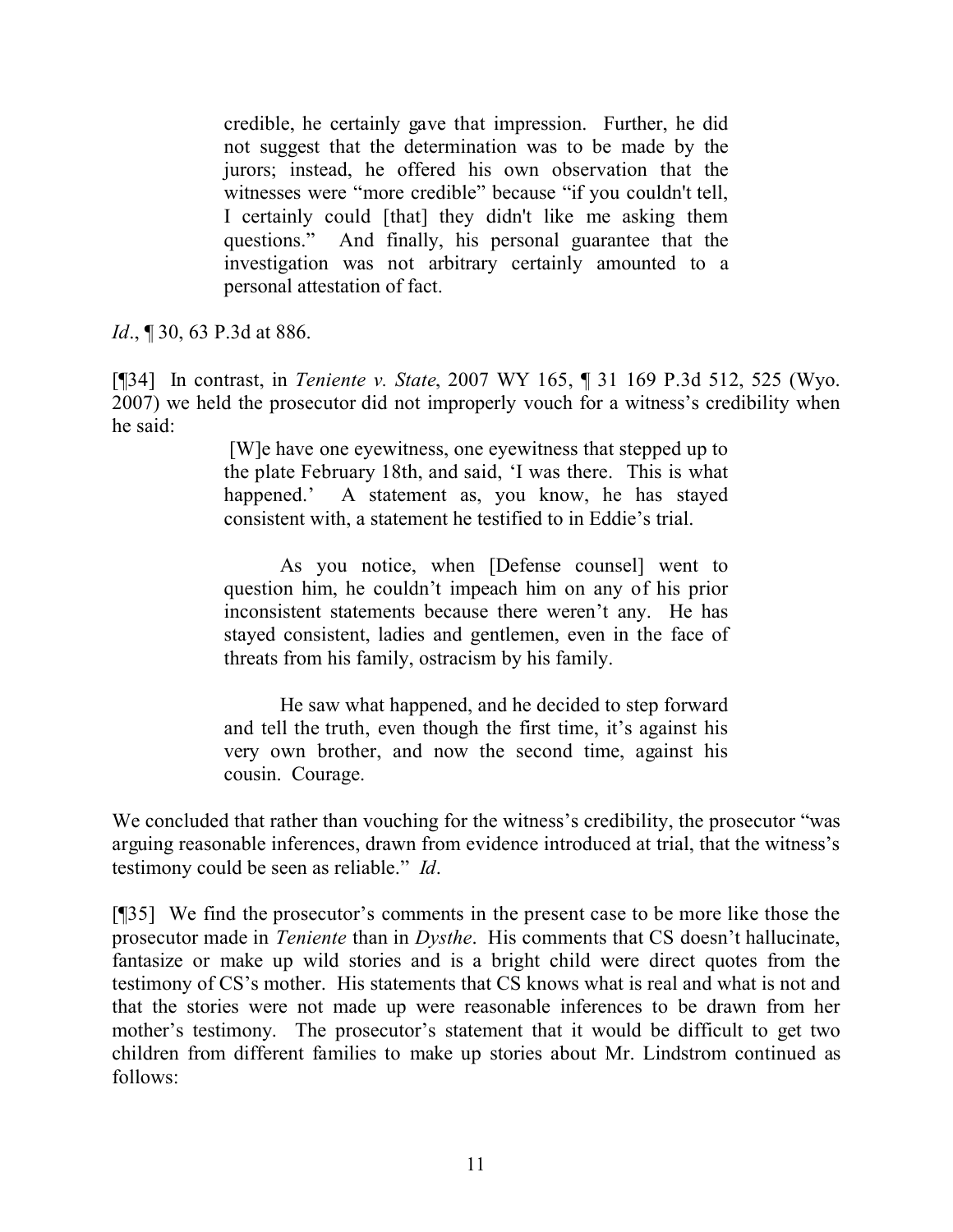> credible, he certainly gave that impression. Further, he did not suggest that the determination was to be made by the jurors; instead, he offered his own observation that the witnesses were "more credible" because "if you couldn't tell, I certainly could [that] they didn't like me asking them questions." And finally, his personal guarantee that the investigation was not arbitrary certainly amounted to a personal attestation of fact.

*Id*., ¶ 30, 63 P.3d at 886.

[¶34] In contrast, in *Teniente v. State*, 2007 WY 165, ¶ 31 169 P.3d 512, 525 (Wyo. 2007) we held the prosecutor did not improperly vouch for a witness's credibility when he said:

> [W]e have one eyewitness, one eyewitness that stepped up to the plate February 18th, and said, 'I was there. This is what happened.' A statement as, you know, he has stayed consistent with, a statement he testified to in Eddie's trial.
>
> As you notice, when [Defense counsel] went to question him, he couldn't impeach him on any of his prior inconsistent statements because there weren't any. He has stayed consistent, ladies and gentlemen, even in the face of threats from his family, ostracism by his family.
>
> He saw what happened, and he decided to step forward and tell the truth, even though the first time, it's against his very own brother, and now the second time, against his cousin. Courage.

We concluded that rather than vouching for the witness's credibility, the prosecutor "was arguing reasonable inferences, drawn from evidence introduced at trial, that the witness's testimony could be seen as reliable." *Id*.

[¶35] We find the prosecutor's comments in the present case to be more like those the prosecutor made in *Teniente* than in *Dysthe*. His comments that CS doesn't hallucinate, fantasize or make up wild stories and is a bright child were direct quotes from the testimony of CS's mother. His statements that CS knows what is real and what is not and that the stories were not made up were reasonable inferences to be drawn from her mother's testimony. The prosecutor's statement that it would be difficult to get two children from different families to make up stories about Mr. Lindstrom continued as follows: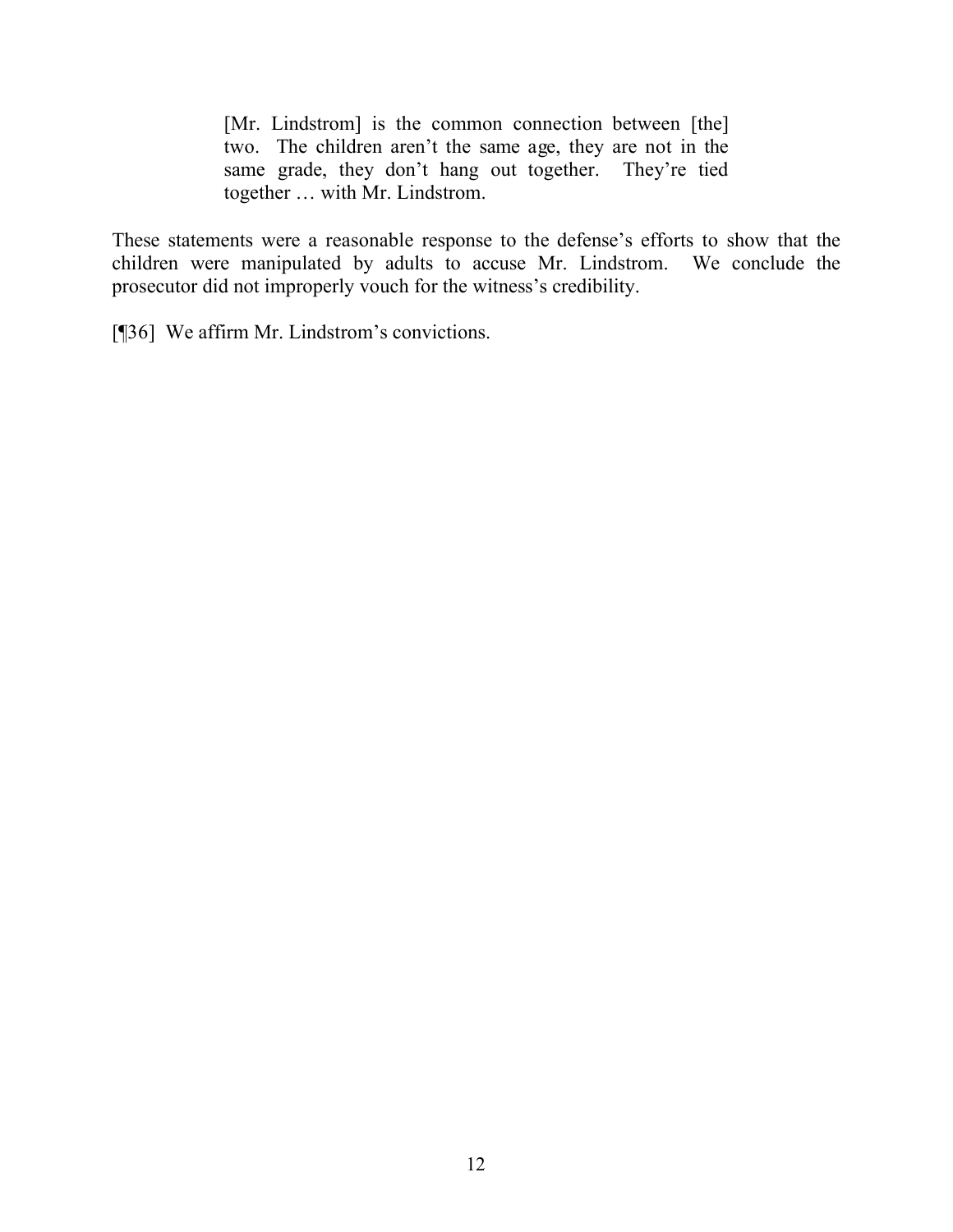> [Mr. Lindstrom] is the common connection between [the] two. The children aren't the same age, they are not in the same grade, they don't hang out together. They're tied together … with Mr. Lindstrom.

These statements were a reasonable response to the defense's efforts to show that the children were manipulated by adults to accuse Mr. Lindstrom. We conclude the prosecutor did not improperly vouch for the witness's credibility.

[¶36] We affirm Mr. Lindstrom's convictions.